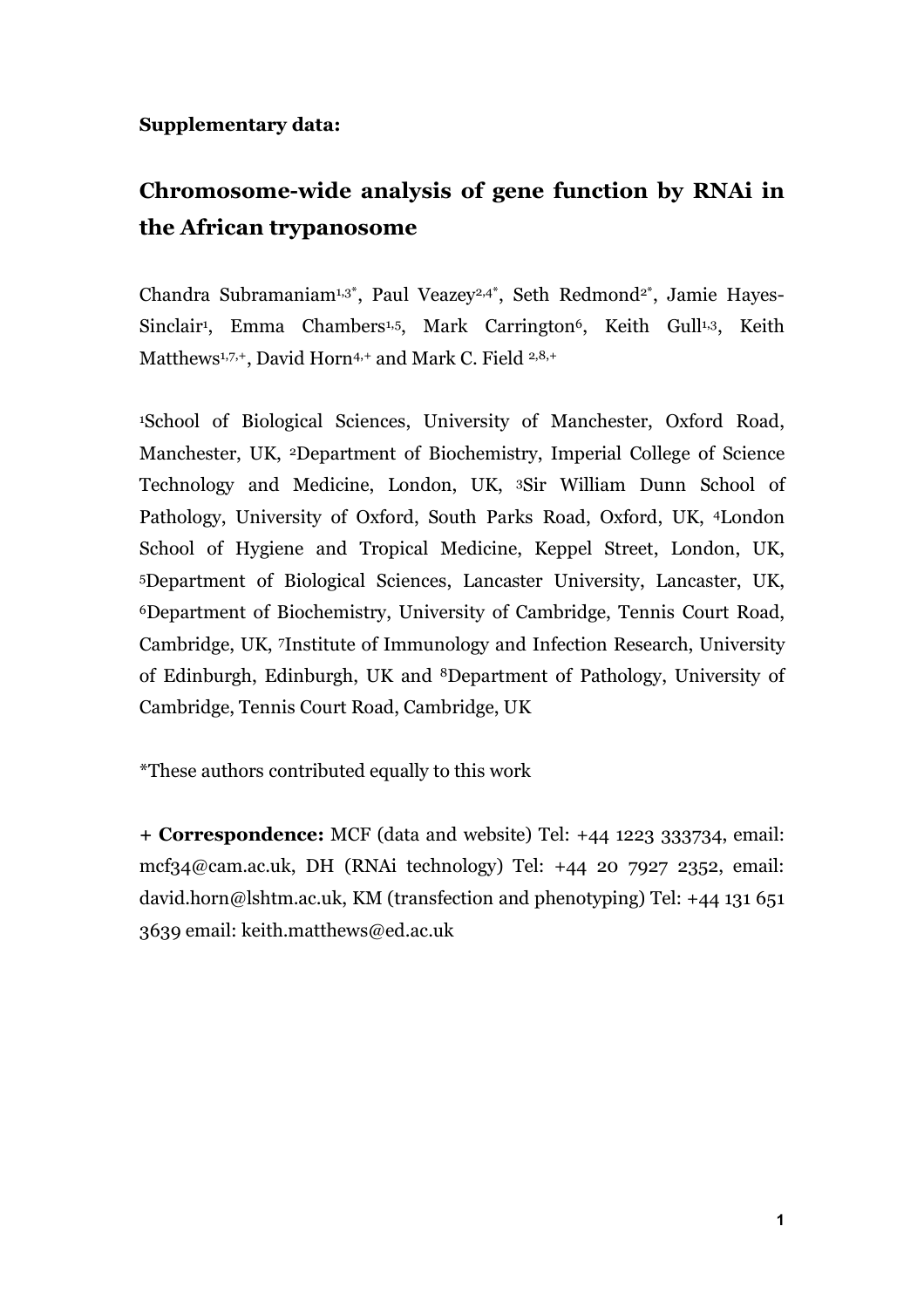**Supplementary data:**

# Chromosome-wide analysis of gene function by RNAi in the African trypanosome

Chandra Subramaniam[1,3*], Paul Veazey[2,4*], Seth Redmond[2*], Jamie Hayes-Sinclair[1], Emma Chambers[1,5], Mark Carrington[6], Keith Gull[1,3], Keith Matthews[1,7,+], David Horn[4,+] and Mark C. Field [2,8,+]

[1]School of Biological Sciences, University of Manchester, Oxford Road, Manchester, UK, [2]Department of Biochemistry, Imperial College of Science Technology and Medicine, London, UK, [3]Sir William Dunn School of Pathology, University of Oxford, South Parks Road, Oxford, UK, [4]London School of Hygiene and Tropical Medicine, Keppel Street, London, UK, [5]Department of Biological Sciences, Lancaster University, Lancaster, UK, [6]Department of Biochemistry, University of Cambridge, Tennis Court Road, Cambridge, UK, [7]Institute of Immunology and Infection Research, University of Edinburgh, Edinburgh, UK and [8]Department of Pathology, University of Cambridge, Tennis Court Road, Cambridge, UK

*These authors contributed equally to this work

**+ Correspondence:** MCF (data and website) Tel: +44 1223 333734, email: mcf34@cam.ac.uk, DH (RNAi technology) Tel: +44 20 7927 2352, email: david.horn@lshtm.ac.uk, KM (transfection and phenotyping) Tel: +44 131 651 3639 email: keith.matthews@ed.ac.uk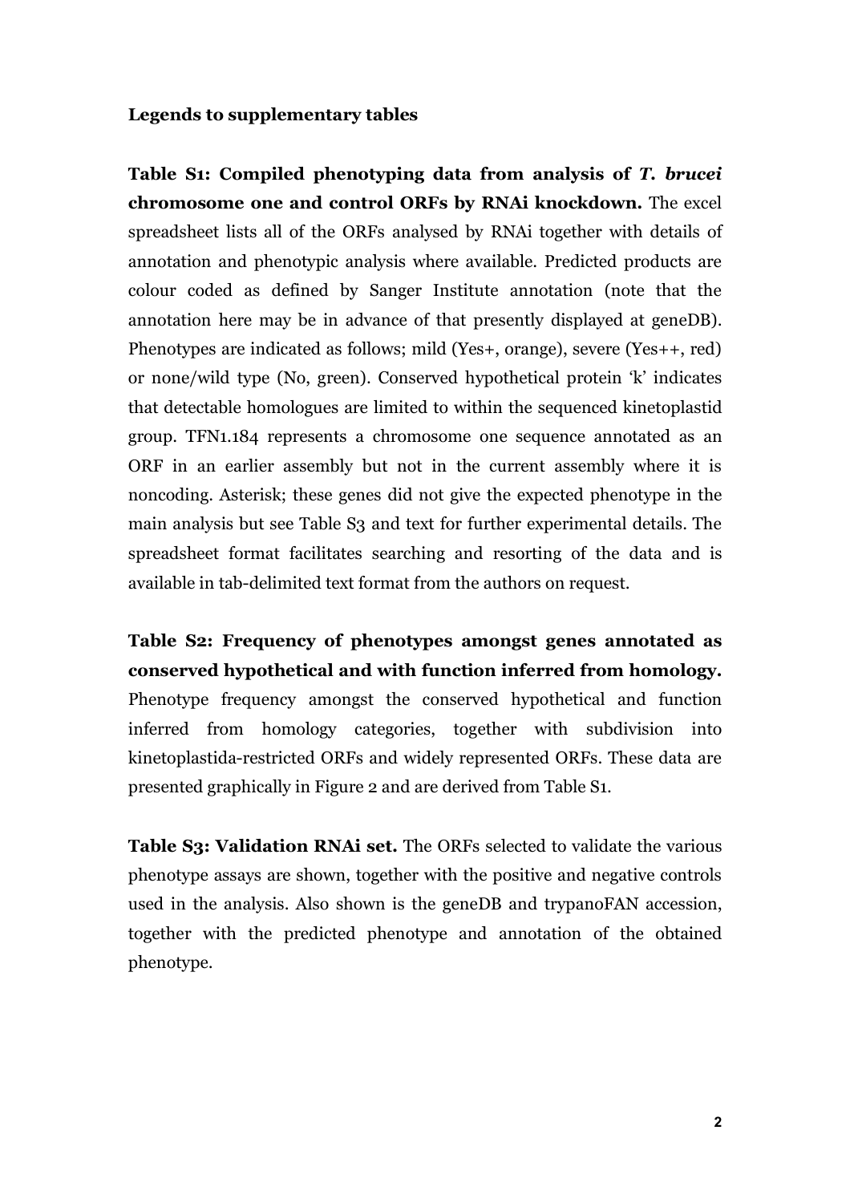**Legends to supplementary tables**

**Table S1: Compiled phenotyping data from analysis of *T. brucei* chromosome one and control ORFs by RNAi knockdown.** The excel spreadsheet lists all of the ORFs analysed by RNAi together with details of annotation and phenotypic analysis where available. Predicted products are colour coded as defined by Sanger Institute annotation (note that the annotation here may be in advance of that presently displayed at geneDB). Phenotypes are indicated as follows; mild (Yes+, orange), severe (Yes++, red) or none/wild type (No, green). Conserved hypothetical protein 'k' indicates that detectable homologues are limited to within the sequenced kinetoplastid group. TFN1.184 represents a chromosome one sequence annotated as an ORF in an earlier assembly but not in the current assembly where it is noncoding. Asterisk; these genes did not give the expected phenotype in the main analysis but see Table S3 and text for further experimental details. The spreadsheet format facilitates searching and resorting of the data and is available in tab-delimited text format from the authors on request.

**Table S2: Frequency of phenotypes amongst genes annotated as conserved hypothetical and with function inferred from homology.** Phenotype frequency amongst the conserved hypothetical and function inferred from homology categories, together with subdivision into kinetoplastida-restricted ORFs and widely represented ORFs. These data are presented graphically in Figure 2 and are derived from Table S1.

**Table S3: Validation RNAi set.** The ORFs selected to validate the various phenotype assays are shown, together with the positive and negative controls used in the analysis. Also shown is the geneDB and trypanoFAN accession, together with the predicted phenotype and annotation of the obtained phenotype.